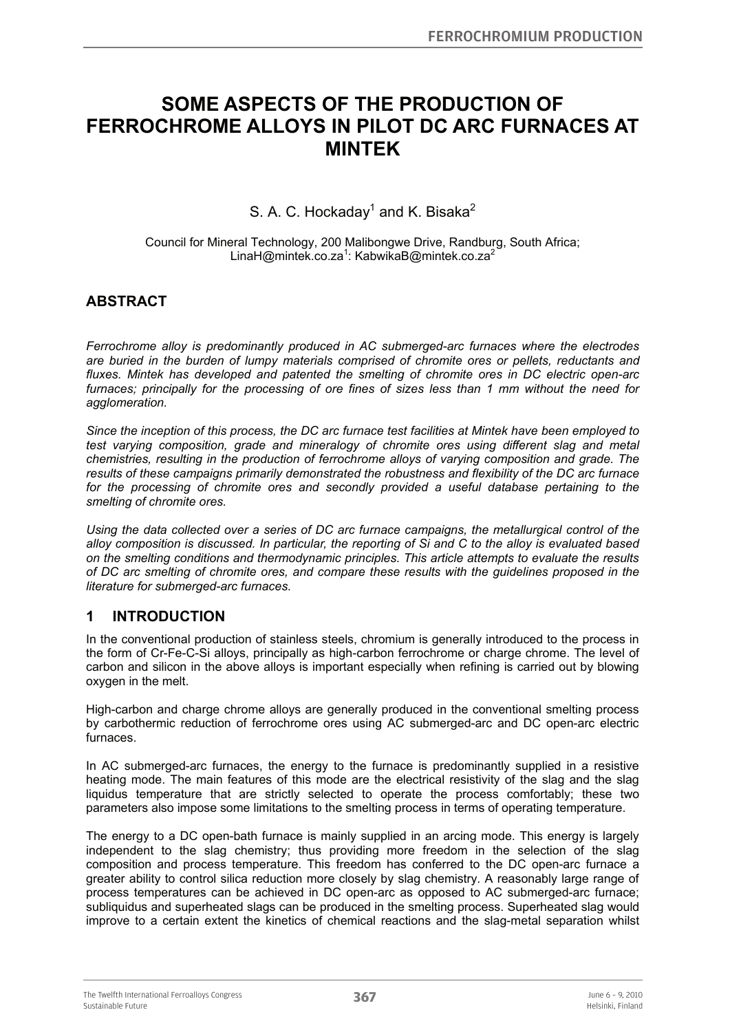# SOME ASPECTS OF THE PRODUCTION OF FERROCHROME ALLOYS IN PILOT DC ARC FURNACES AT MINTEK

S. A. C. Hockaday[1] and K. Bisaka[2]

Council for Mineral Technology, 200 Malibongwe Drive, Randburg, South Africa; LinaH@mintek.co.za[1]: KabwikaB@mintek.co.za[2]

## ABSTRACT

*Ferrochrome alloy is predominantly produced in AC submerged-arc furnaces where the electrodes are buried in the burden of lumpy materials comprised of chromite ores or pellets, reductants and fluxes. Mintek has developed and patented the smelting of chromite ores in DC electric open-arc furnaces; principally for the processing of ore fines of sizes less than 1 mm without the need for agglomeration.*

*Since the inception of this process, the DC arc furnace test facilities at Mintek have been employed to test varying composition, grade and mineralogy of chromite ores using different slag and metal chemistries, resulting in the production of ferrochrome alloys of varying composition and grade. The results of these campaigns primarily demonstrated the robustness and flexibility of the DC arc furnace for the processing of chromite ores and secondly provided a useful database pertaining to the smelting of chromite ores.*

*Using the data collected over a series of DC arc furnace campaigns, the metallurgical control of the alloy composition is discussed. In particular, the reporting of Si and C to the alloy is evaluated based on the smelting conditions and thermodynamic principles. This article attempts to evaluate the results of DC arc smelting of chromite ores, and compare these results with the guidelines proposed in the literature for submerged-arc furnaces.*

## 1 INTRODUCTION

In the conventional production of stainless steels, chromium is generally introduced to the process in the form of Cr-Fe-C-Si alloys, principally as high-carbon ferrochrome or charge chrome. The level of carbon and silicon in the above alloys is important especially when refining is carried out by blowing oxygen in the melt.

High-carbon and charge chrome alloys are generally produced in the conventional smelting process by carbothermic reduction of ferrochrome ores using AC submerged-arc and DC open-arc electric furnaces.

In AC submerged-arc furnaces, the energy to the furnace is predominantly supplied in a resistive heating mode. The main features of this mode are the electrical resistivity of the slag and the slag liquidus temperature that are strictly selected to operate the process comfortably; these two parameters also impose some limitations to the smelting process in terms of operating temperature.

The energy to a DC open-bath furnace is mainly supplied in an arcing mode. This energy is largely independent to the slag chemistry; thus providing more freedom in the selection of the slag composition and process temperature. This freedom has conferred to the DC open-arc furnace a greater ability to control silica reduction more closely by slag chemistry. A reasonably large range of process temperatures can be achieved in DC open-arc as opposed to AC submerged-arc furnace; subliquidus and superheated slags can be produced in the smelting process. Superheated slag would improve to a certain extent the kinetics of chemical reactions and the slag-metal separation whilst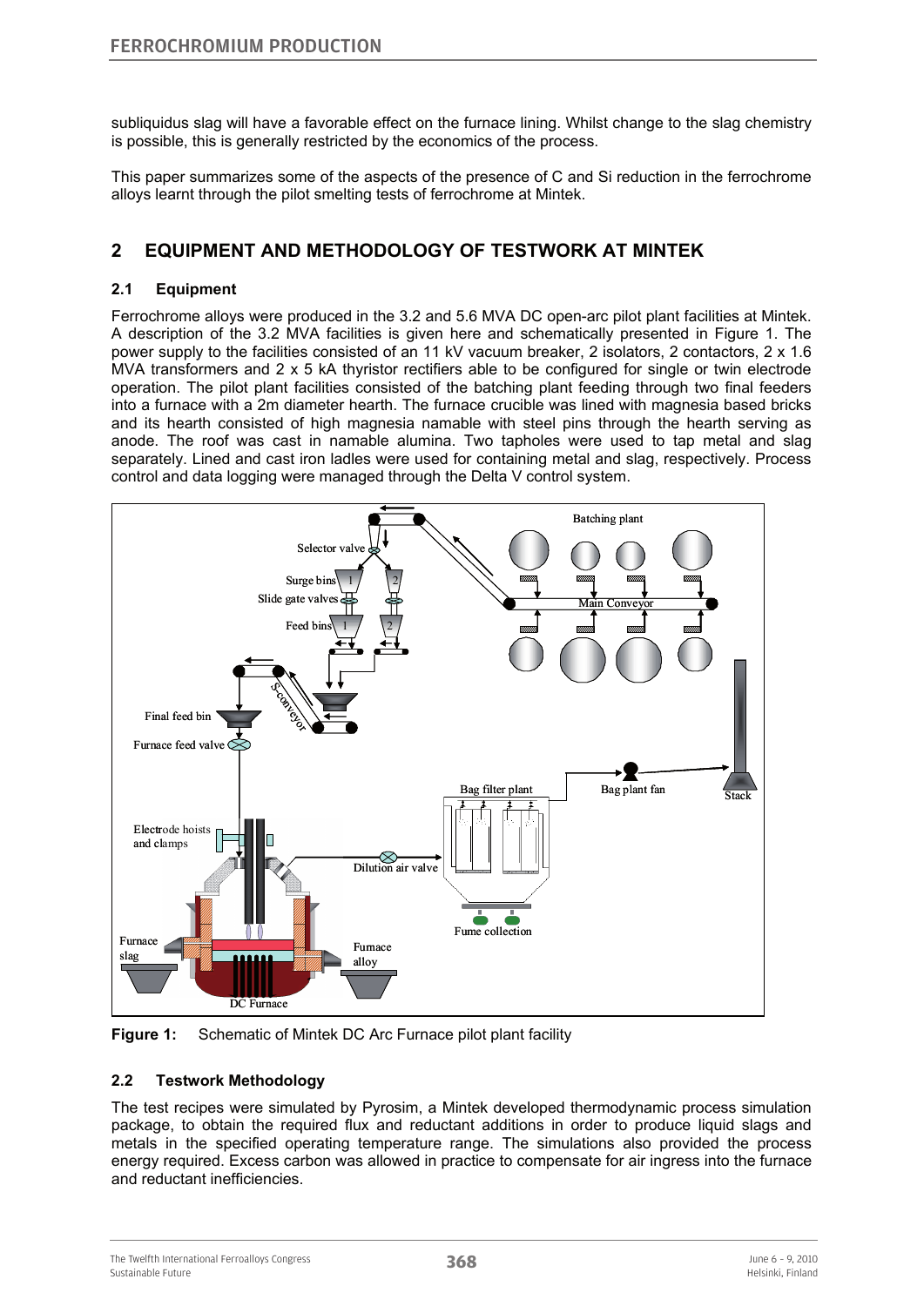subliquidus slag will have a favorable effect on the furnace lining. Whilst change to the slag chemistry is possible, this is generally restricted by the economics of the process.

This paper summarizes some of the aspects of the presence of C and Si reduction in the ferrochrome alloys learnt through the pilot smelting tests of ferrochrome at Mintek.

## 2 EQUIPMENT AND METHODOLOGY OF TESTWORK AT MINTEK

### 2.1 Equipment

Ferrochrome alloys were produced in the 3.2 and 5.6 MVA DC open-arc pilot plant facilities at Mintek. A description of the 3.2 MVA facilities is given here and schematically presented in Figure 1. The power supply to the facilities consisted of an 11 kV vacuum breaker, 2 isolators, 2 contactors, 2 x 1.6 MVA transformers and 2 x 5 kA thyristor rectifiers able to be configured for single or twin electrode operation. The pilot plant facilities consisted of the batching plant feeding through two final feeders into a furnace with a 2m diameter hearth. The furnace crucible was lined with magnesia based bricks and its hearth consisted of high magnesia namable with steel pins through the hearth serving as anode. The roof was cast in namable alumina. Two tapholes were used to tap metal and slag separately. Lined and cast iron ladles were used for containing metal and slag, respectively. Process control and data logging were managed through the Delta V control system.

**Figure 1:** Schematic of Mintek DC Arc Furnace pilot plant facility

### 2.2 Testwork Methodology

The test recipes were simulated by Pyrosim, a Mintek developed thermodynamic process simulation package, to obtain the required flux and reductant additions in order to produce liquid slags and metals in the specified operating temperature range. The simulations also provided the process energy required. Excess carbon was allowed in practice to compensate for air ingress into the furnace and reductant inefficiencies.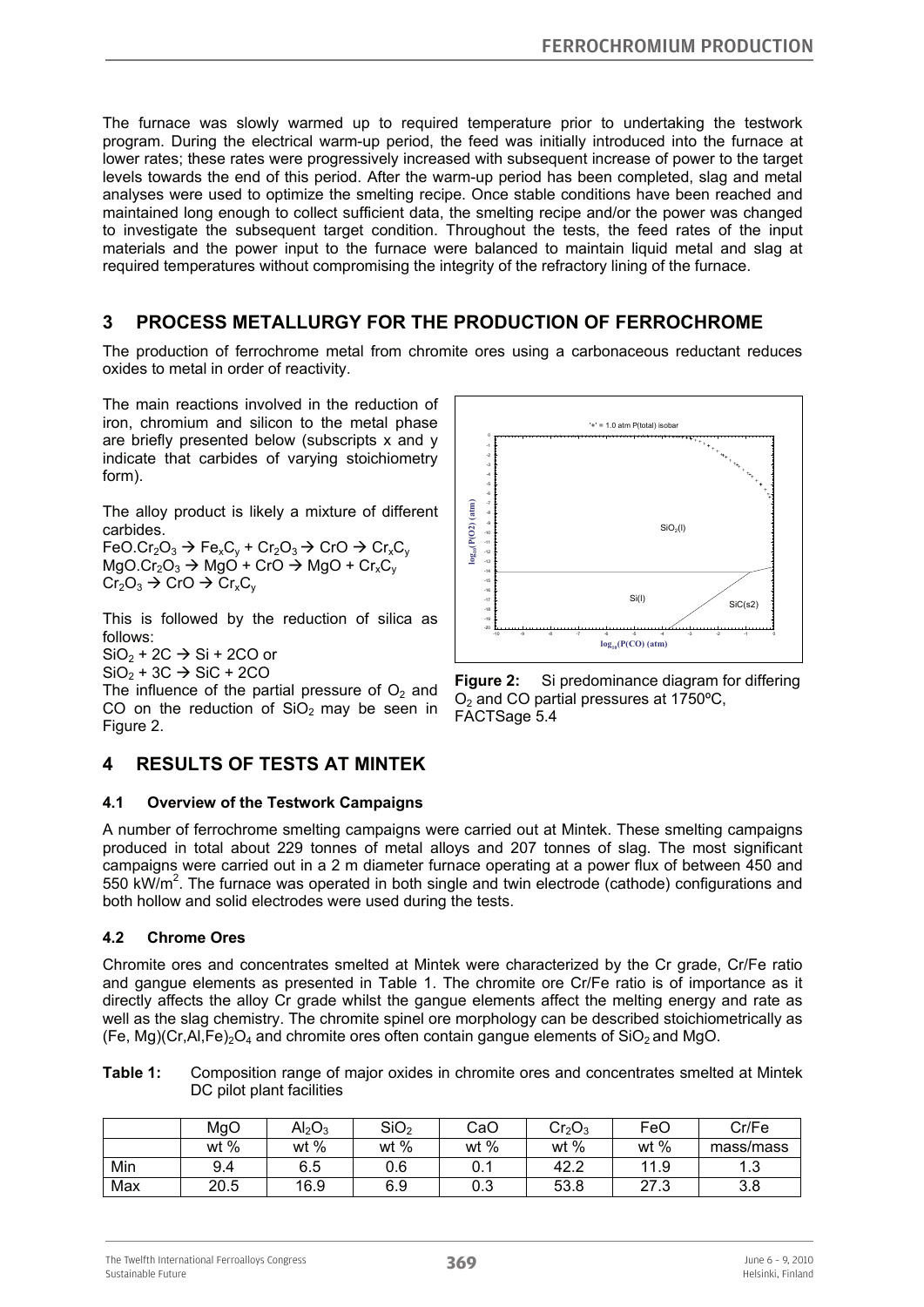The furnace was slowly warmed up to required temperature prior to undertaking the testwork program. During the electrical warm-up period, the feed was initially introduced into the furnace at lower rates; these rates were progressively increased with subsequent increase of power to the target levels towards the end of this period. After the warm-up period has been completed, slag and metal analyses were used to optimize the smelting recipe. Once stable conditions have been reached and maintained long enough to collect sufficient data, the smelting recipe and/or the power was changed to investigate the subsequent target condition. Throughout the tests, the feed rates of the input materials and the power input to the furnace were balanced to maintain liquid metal and slag at required temperatures without compromising the integrity of the refractory lining of the furnace.

## 3 PROCESS METALLURGY FOR THE PRODUCTION OF FERROCHROME

The production of ferrochrome metal from chromite ores using a carbonaceous reductant reduces oxides to metal in order of reactivity.

The main reactions involved in the reduction of iron, chromium and silicon to the metal phase are briefly presented below (subscripts x and y indicate that carbides of varying stoichiometry form).

The alloy product is likely a mixture of different carbides.

$FeO.Cr_2O_3 \rightarrow Fe_xC_y + Cr_2O_3 \rightarrow CrO \rightarrow Cr_xC_y$
$MgO.Cr_2O_3 \rightarrow MgO + CrO \rightarrow MgO + Cr_xC_y$
$Cr_2O_3 \rightarrow CrO \rightarrow Cr_xC_y$

This is followed by the reduction of silica as follows:

$SiO_2 + 2C \rightarrow Si + 2CO$ or
$SiO_2 + 3C \rightarrow SiC + 2CO$

The influence of the partial pressure of $O_2$ and CO on the reduction of $SiO_2$ may be seen in Figure 2.

**Figure 2:** Si predominance diagram for differing $O_2$ and CO partial pressures at 1750ºC, FACTSage 5.4

## 4 RESULTS OF TESTS AT MINTEK

### 4.1 Overview of the Testwork Campaigns

A number of ferrochrome smelting campaigns were carried out at Mintek. These smelting campaigns produced in total about 229 tonnes of metal alloys and 207 tonnes of slag. The most significant campaigns were carried out in a 2 m diameter furnace operating at a power flux of between 450 and 550 $kW/m^2$. The furnace was operated in both single and twin electrode (cathode) configurations and both hollow and solid electrodes were used during the tests.

### 4.2 Chrome Ores

Chromite ores and concentrates smelted at Mintek were characterized by the Cr grade, Cr/Fe ratio and gangue elements as presented in Table 1. The chromite ore Cr/Fe ratio is of importance as it directly affects the alloy Cr grade whilst the gangue elements affect the melting energy and rate as well as the slag chemistry. The chromite spinel ore morphology can be described stoichiometrically as $(Fe, Mg)(Cr,Al,Fe)_2O_4$ and chromite ores often contain gangue elements of $SiO_2$ and MgO.

**Table 1:** Composition range of major oxides in chromite ores and concentrates smelted at Mintek DC pilot plant facilities

| | MgO | $Al_2O_3$ | $SiO_2$ | CaO | $Cr_2O_3$ | FeO | Cr/Fe |
|---|---|---|---|---|---|---|---|
| | wt % | wt % | wt % | wt % | wt % | wt % | mass/mass |
| Min | 9.4 | 6.5 | 0.6 | 0.1 | 42.2 | 11.9 | 1.3 |
| Max | 20.5 | 16.9 | 6.9 | 0.3 | 53.8 | 27.3 | 3.8 |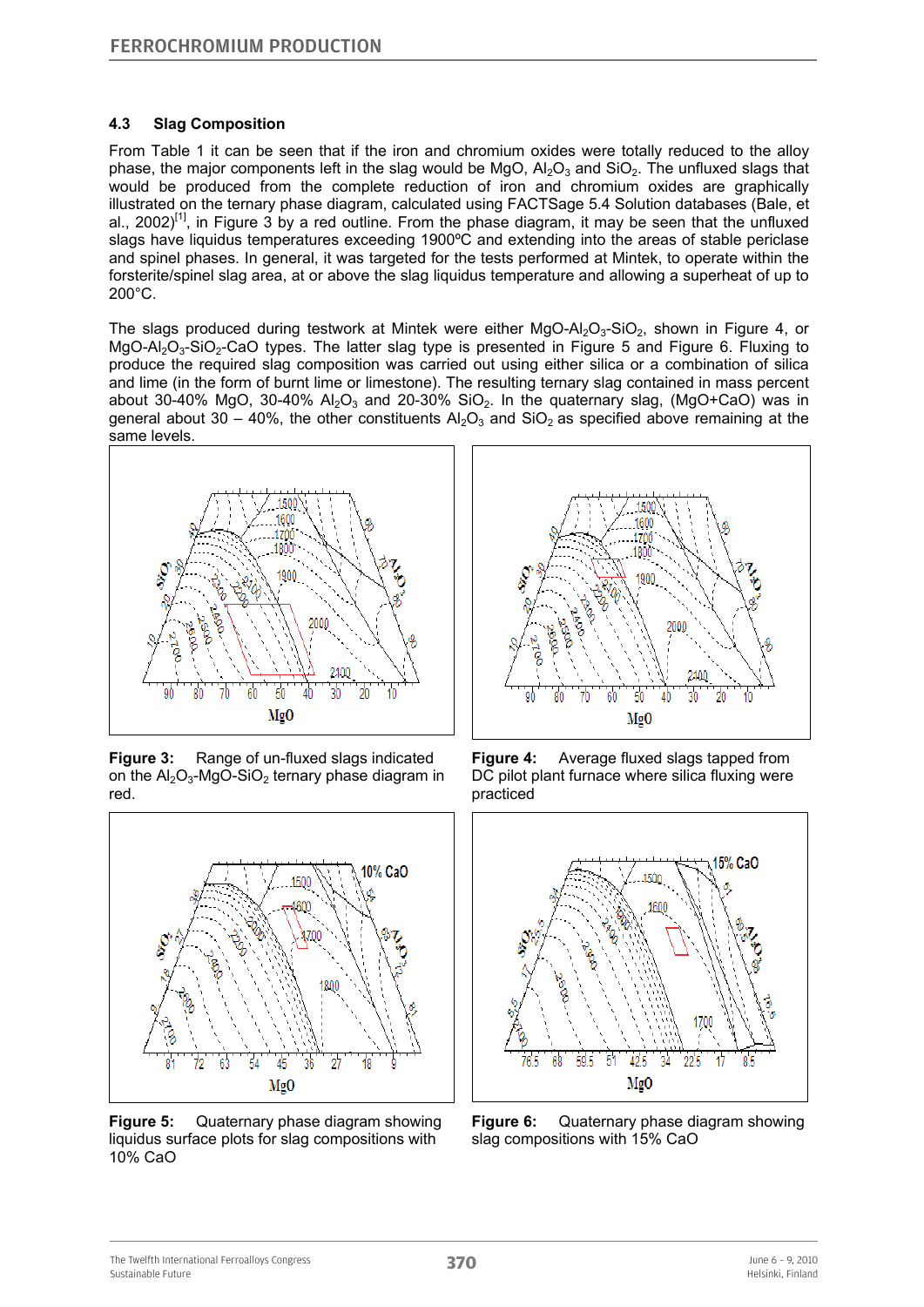### 4.3 Slag Composition

From Table 1 it can be seen that if the iron and chromium oxides were totally reduced to the alloy phase, the major components left in the slag would be MgO, $Al_2O_3$ and $SiO_2$. The unfluxed slags that would be produced from the complete reduction of iron and chromium oxides are graphically illustrated on the ternary phase diagram, calculated using FACTSage 5.4 Solution databases (Bale, et al., 2002)[1], in Figure 3 by a red outline. From the phase diagram, it may be seen that the unfluxed slags have liquidus temperatures exceeding 1900ºC and extending into the areas of stable periclase and spinel phases. In general, it was targeted for the tests performed at Mintek, to operate within the forsterite/spinel slag area, at or above the slag liquidus temperature and allowing a superheat of up to 200°C.

The slags produced during testwork at Mintek were either $MgO$-$Al_2O_3$-$SiO_2$, shown in Figure 4, or $MgO$-$Al_2O_3$-$SiO_2$-$CaO$ types. The latter slag type is presented in Figure 5 and Figure 6. Fluxing to produce the required slag composition was carried out using either silica or a combination of silica and lime (in the form of burnt lime or limestone). The resulting ternary slag contained in mass percent about 30-40% MgO, 30-40% $Al_2O_3$ and 20-30% $SiO_2$. In the quaternary slag, (MgO+CaO) was in general about 30 – 40%, the other constituents $Al_2O_3$ and $SiO_2$ as specified above remaining at the same levels.

**Figure 3:** Range of un-fluxed slags indicated on the $Al_2O_3$-$MgO$-$SiO_2$ ternary phase diagram in red.

**Figure 4:** Average fluxed slags tapped from DC pilot plant furnace where silica fluxing were practiced

**Figure 5:** Quaternary phase diagram showing liquidus surface plots for slag compositions with 10% CaO

**Figure 6:** Quaternary phase diagram showing slag compositions with 15% CaO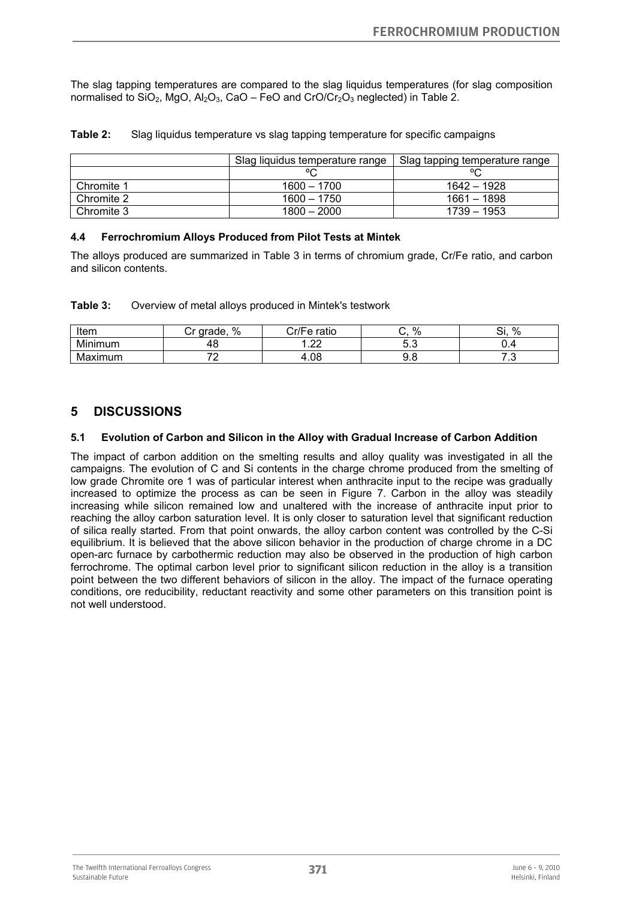The slag tapping temperatures are compared to the slag liquidus temperatures (for slag composition normalised to $SiO_2$, MgO, $Al_2O_3$, CaO – FeO and $CrO/Cr_2O_3$ neglected) in Table 2.

**Table 2:** Slag liquidus temperature vs slag tapping temperature for specific campaigns

| | Slag liquidus temperature range | Slag tapping temperature range |
|---|---|---|
| | ºC | ºC |
| Chromite 1 | 1600 – 1700 | 1642 – 1928 |
| Chromite 2 | 1600 – 1750 | 1661 – 1898 |
| Chromite 3 | 1800 – 2000 | 1739 – 1953 |

### 4.4 Ferrochromium Alloys Produced from Pilot Tests at Mintek

The alloys produced are summarized in Table 3 in terms of chromium grade, Cr/Fe ratio, and carbon and silicon contents.

**Table 3:** Overview of metal alloys produced in Mintek's testwork

| Item | Cr grade, % | Cr/Fe ratio | C, % | Si, % |
|---|---|---|---|---|
| Minimum | 48 | 1.22 | 5.3 | 0.4 |
| Maximum | 72 | 4.08 | 9.8 | 7.3 |

## 5 DISCUSSIONS

### 5.1 Evolution of Carbon and Silicon in the Alloy with Gradual Increase of Carbon Addition

The impact of carbon addition on the smelting results and alloy quality was investigated in all the campaigns. The evolution of C and Si contents in the charge chrome produced from the smelting of low grade Chromite ore 1 was of particular interest when anthracite input to the recipe was gradually increased to optimize the process as can be seen in Figure 7. Carbon in the alloy was steadily increasing while silicon remained low and unaltered with the increase of anthracite input prior to reaching the alloy carbon saturation level. It is only closer to saturation level that significant reduction of silica really started. From that point onwards, the alloy carbon content was controlled by the C-Si equilibrium. It is believed that the above silicon behavior in the production of charge chrome in a DC open-arc furnace by carbothermic reduction may also be observed in the production of high carbon ferrochrome. The optimal carbon level prior to significant silicon reduction in the alloy is a transition point between the two different behaviors of silicon in the alloy. The impact of the furnace operating conditions, ore reducibility, reductant reactivity and some other parameters on this transition point is not well understood.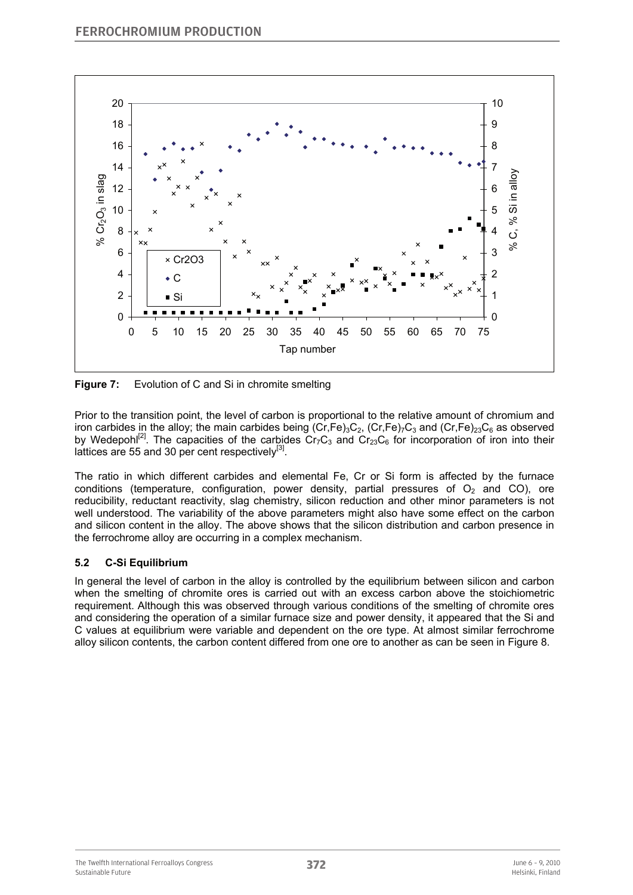**Figure 7:** Evolution of C and Si in chromite smelting

Prior to the transition point, the level of carbon is proportional to the relative amount of chromium and iron carbides in the alloy; the main carbides being $(Cr,Fe)_3C_2$, $(Cr,Fe)_7C_3$ and $(Cr,Fe)_{23}C_6$ as observed by Wedepohl[2]. The capacities of the carbides $Cr_7C_3$ and $Cr_{23}C_6$ for incorporation of iron into their lattices are 55 and 30 per cent respectively[3].

The ratio in which different carbides and elemental Fe, Cr or Si form is affected by the furnace conditions (temperature, configuration, power density, partial pressures of $O_2$ and CO), ore reducibility, reductant reactivity, slag chemistry, silicon reduction and other minor parameters is not well understood. The variability of the above parameters might also have some effect on the carbon and silicon content in the alloy. The above shows that the silicon distribution and carbon presence in the ferrochrome alloy are occurring in a complex mechanism.

### 5.2 C-Si Equilibrium

In general the level of carbon in the alloy is controlled by the equilibrium between silicon and carbon when the smelting of chromite ores is carried out with an excess carbon above the stoichiometric requirement. Although this was observed through various conditions of the smelting of chromite ores and considering the operation of a similar furnace size and power density, it appeared that the Si and C values at equilibrium were variable and dependent on the ore type. At almost similar ferrochrome alloy silicon contents, the carbon content differed from one ore to another as can be seen in Figure 8.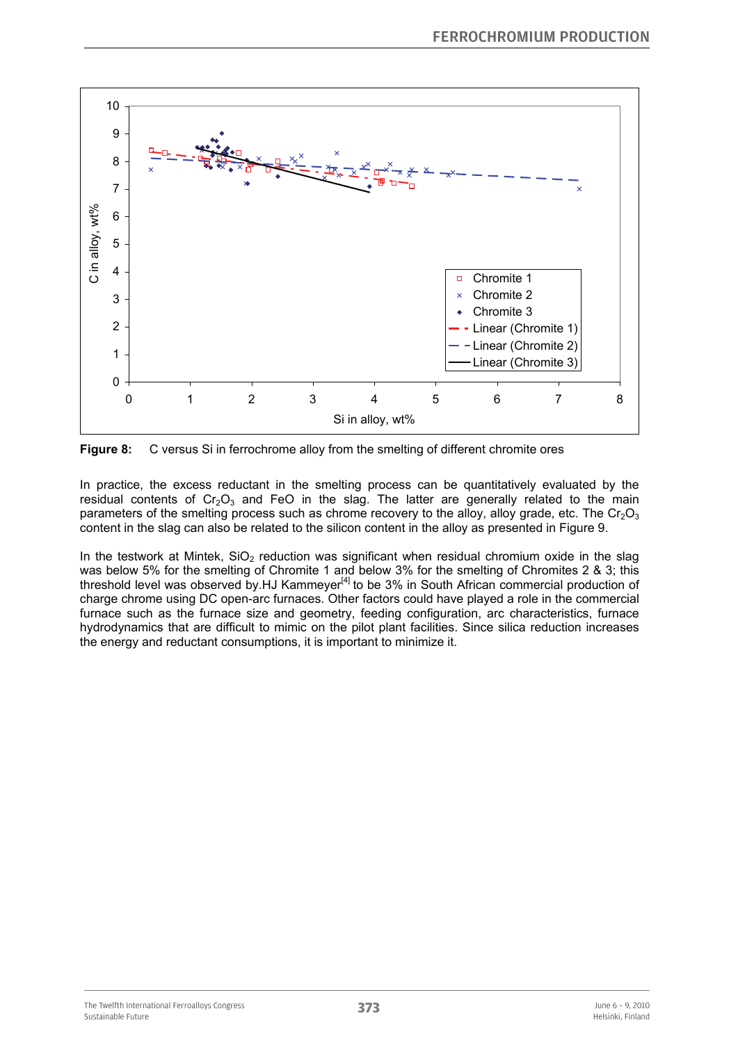**Figure 8:** C versus Si in ferrochrome alloy from the smelting of different chromite ores

In practice, the excess reductant in the smelting process can be quantitatively evaluated by the residual contents of $Cr_2O_3$ and FeO in the slag. The latter are generally related to the main parameters of the smelting process such as chrome recovery to the alloy, alloy grade, etc. The $Cr_2O_3$ content in the slag can also be related to the silicon content in the alloy as presented in Figure 9.

In the testwork at Mintek, $SiO_2$ reduction was significant when residual chromium oxide in the slag was below 5% for the smelting of Chromite 1 and below 3% for the smelting of Chromites 2 & 3; this threshold level was observed by.HJ Kammeyer[4] to be 3% in South African commercial production of charge chrome using DC open-arc furnaces. Other factors could have played a role in the commercial furnace such as the furnace size and geometry, feeding configuration, arc characteristics, furnace hydrodynamics that are difficult to mimic on the pilot plant facilities. Since silica reduction increases the energy and reductant consumptions, it is important to minimize it.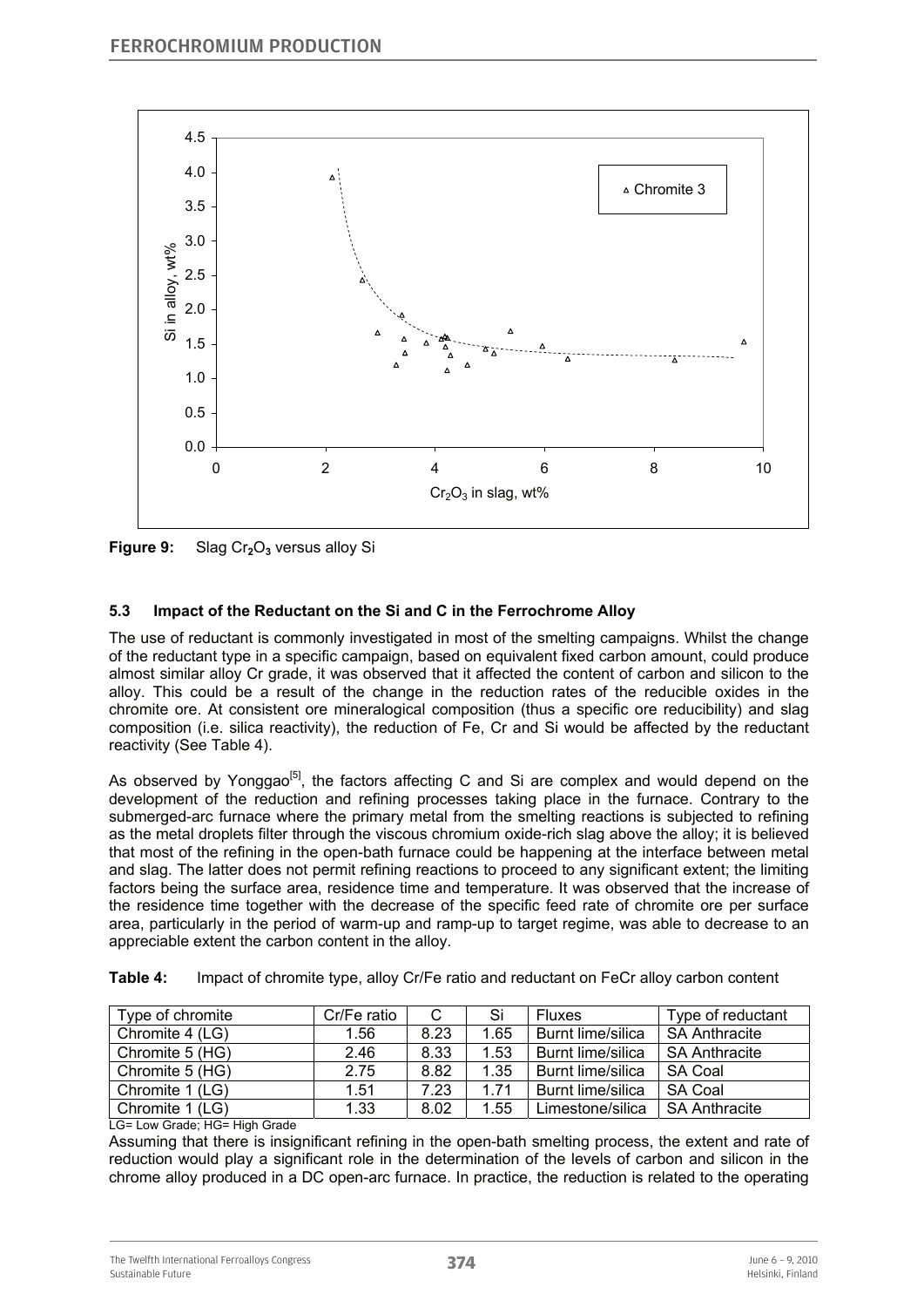**Figure 9:** Slag $Cr_2O_3$ versus alloy Si

### 5.3 Impact of the Reductant on the Si and C in the Ferrochrome Alloy

The use of reductant is commonly investigated in most of the smelting campaigns. Whilst the change of the reductant type in a specific campaign, based on equivalent fixed carbon amount, could produce almost similar alloy Cr grade, it was observed that it affected the content of carbon and silicon to the alloy. This could be a result of the change in the reduction rates of the reducible oxides in the chromite ore. At consistent ore mineralogical composition (thus a specific ore reducibility) and slag composition (i.e. silica reactivity), the reduction of Fe, Cr and Si would be affected by the reductant reactivity (See Table 4).

As observed by Yonggao[5], the factors affecting C and Si are complex and would depend on the development of the reduction and refining processes taking place in the furnace. Contrary to the submerged-arc furnace where the primary metal from the smelting reactions is subjected to refining as the metal droplets filter through the viscous chromium oxide-rich slag above the alloy; it is believed that most of the refining in the open-bath furnace could be happening at the interface between metal and slag. The latter does not permit refining reactions to proceed to any significant extent; the limiting factors being the surface area, residence time and temperature. It was observed that the increase of the residence time together with the decrease of the specific feed rate of chromite ore per surface area, particularly in the period of warm-up and ramp-up to target regime, was able to decrease to an appreciable extent the carbon content in the alloy.

**Table 4:** Impact of chromite type, alloy Cr/Fe ratio and reductant on FeCr alloy carbon content

| Type of chromite | Cr/Fe ratio | C | Si | Fluxes | Type of reductant |
|---|---|---|---|---|---|
| Chromite 4 (LG) | 1.56 | 8.23 | 1.65 | Burnt lime/silica | SA Anthracite |
| Chromite 5 (HG) | 2.46 | 8.33 | 1.53 | Burnt lime/silica | SA Anthracite |
| Chromite 5 (HG) | 2.75 | 8.82 | 1.35 | Burnt lime/silica | SA Coal |
| Chromite 1 (LG) | 1.51 | 7.23 | 1.71 | Burnt lime/silica | SA Coal |
| Chromite 1 (LG) | 1.33 | 8.02 | 1.55 | Limestone/silica | SA Anthracite |

LG= Low Grade; HG= High Grade

Assuming that there is insignificant refining in the open-bath smelting process, the extent and rate of reduction would play a significant role in the determination of the levels of carbon and silicon in the chrome alloy produced in a DC open-arc furnace. In practice, the reduction is related to the operating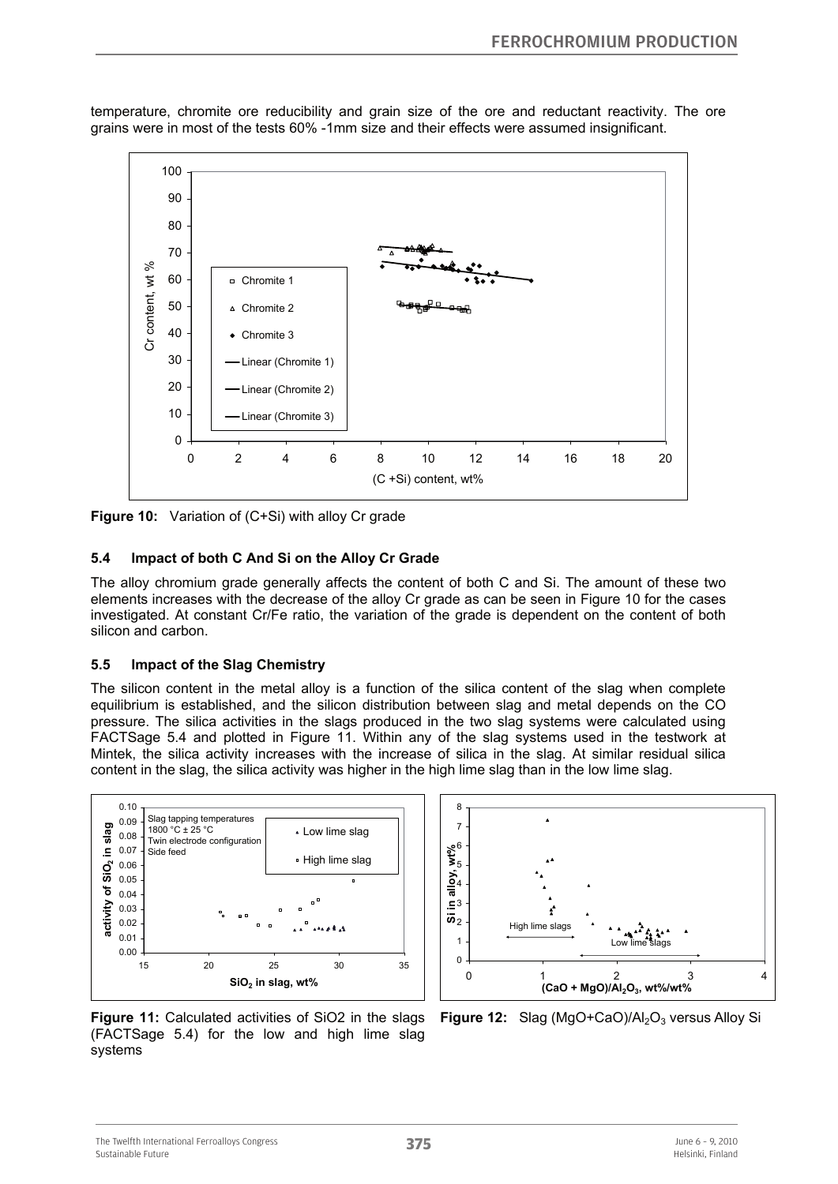temperature, chromite ore reducibility and grain size of the ore and reductant reactivity. The ore grains were in most of the tests 60% -1mm size and their effects were assumed insignificant.

**Figure 10:** Variation of (C+Si) with alloy Cr grade

### 5.4 Impact of both C And Si on the Alloy Cr Grade

The alloy chromium grade generally affects the content of both C and Si. The amount of these two elements increases with the decrease of the alloy Cr grade as can be seen in Figure 10 for the cases investigated. At constant Cr/Fe ratio, the variation of the grade is dependent on the content of both silicon and carbon.

### 5.5 Impact of the Slag Chemistry

The silicon content in the metal alloy is a function of the silica content of the slag when complete equilibrium is established, and the silicon distribution between slag and metal depends on the CO pressure. The silica activities in the slags produced in the two slag systems were calculated using FACTSage 5.4 and plotted in Figure 11. Within any of the slag systems used in the testwork at Mintek, the silica activity increases with the increase of silica in the slag. At similar residual silica content in the slag, the silica activity was higher in the high lime slag than in the low lime slag.

**Figure 11:** Calculated activities of SiO2 in the slags (FACTSage 5.4) for the low and high lime slag systems

**Figure 12:** Slag $(MgO+CaO)/Al_2O_3$ versus Alloy Si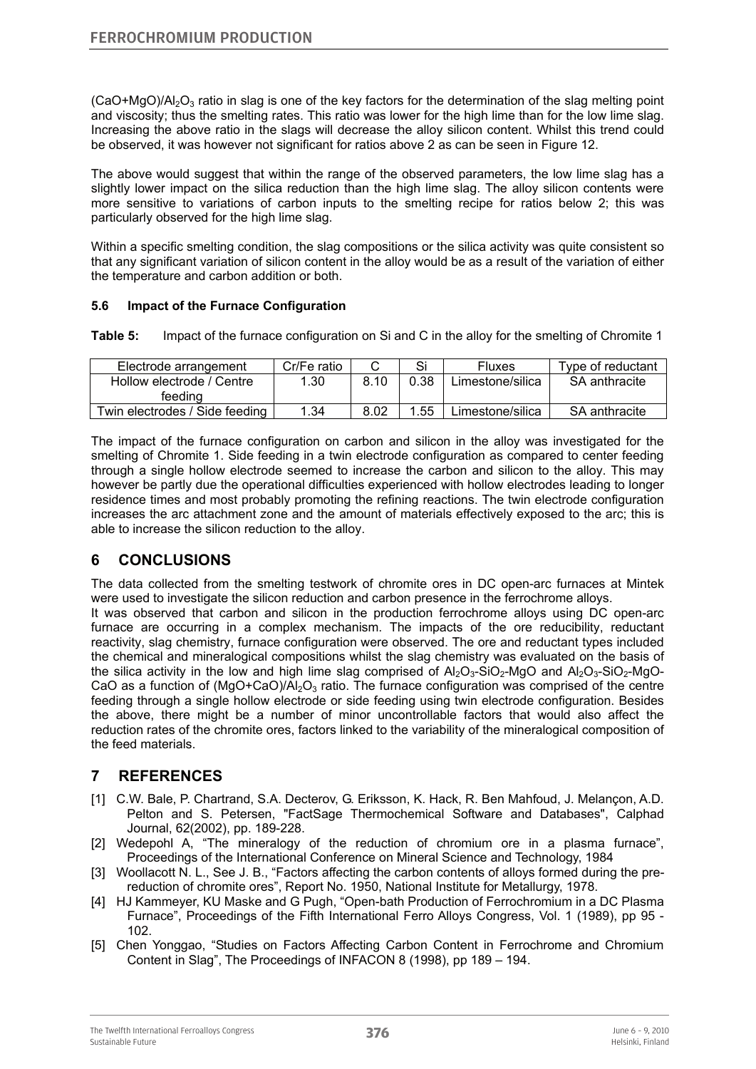$(CaO+MgO)/Al_2O_3$ ratio in slag is one of the key factors for the determination of the slag melting point and viscosity; thus the smelting rates. This ratio was lower for the high lime than for the low lime slag. Increasing the above ratio in the slags will decrease the alloy silicon content. Whilst this trend could be observed, it was however not significant for ratios above 2 as can be seen in Figure 12.

The above would suggest that within the range of the observed parameters, the low lime slag has a slightly lower impact on the silica reduction than the high lime slag. The alloy silicon contents were more sensitive to variations of carbon inputs to the smelting recipe for ratios below 2; this was particularly observed for the high lime slag.

Within a specific smelting condition, the slag compositions or the silica activity was quite consistent so that any significant variation of silicon content in the alloy would be as a result of the variation of either the temperature and carbon addition or both.

### 5.6 Impact of the Furnace Configuration

**Table 5:** Impact of the furnace configuration on Si and C in the alloy for the smelting of Chromite 1

| Electrode arrangement | Cr/Fe ratio | C | Si | Fluxes | Type of reductant |
|---|---|---|---|---|---|
| Hollow electrode / Centre feeding | 1.30 | 8.10 | 0.38 | Limestone/silica | SA anthracite |
| Twin electrodes / Side feeding | 1.34 | 8.02 | 1.55 | Limestone/silica | SA anthracite |

The impact of the furnace configuration on carbon and silicon in the alloy was investigated for the smelting of Chromite 1. Side feeding in a twin electrode configuration as compared to center feeding through a single hollow electrode seemed to increase the carbon and silicon to the alloy. This may however be partly due the operational difficulties experienced with hollow electrodes leading to longer residence times and most probably promoting the refining reactions. The twin electrode configuration increases the arc attachment zone and the amount of materials effectively exposed to the arc; this is able to increase the silicon reduction to the alloy.

## 6 CONCLUSIONS

The data collected from the smelting testwork of chromite ores in DC open-arc furnaces at Mintek were used to investigate the silicon reduction and carbon presence in the ferrochrome alloys.
It was observed that carbon and silicon in the production ferrochrome alloys using DC open-arc furnace are occurring in a complex mechanism. The impacts of the ore reducibility, reductant reactivity, slag chemistry, furnace configuration were observed. The ore and reductant types included the chemical and mineralogical compositions whilst the slag chemistry was evaluated on the basis of the silica activity in the low and high lime slag comprised of $Al_2O_3$-$SiO_2$-MgO and $Al_2O_3$-$SiO_2$-MgO-CaO as a function of $(MgO+CaO)/Al_2O_3$ ratio. The furnace configuration was comprised of the centre feeding through a single hollow electrode or side feeding using twin electrode configuration. Besides the above, there might be a number of minor uncontrollable factors that would also affect the reduction rates of the chromite ores, factors linked to the variability of the mineralogical composition of the feed materials.

## 7 REFERENCES

[1] C.W. Bale, P. Chartrand, S.A. Decterov, G. Eriksson, K. Hack, R. Ben Mahfoud, J. Melançon, A.D. Pelton and S. Petersen, "FactSage Thermochemical Software and Databases", Calphad Journal, 62(2002), pp. 189-228.

[2] Wedepohl A, "The mineralogy of the reduction of chromium ore in a plasma furnace", Proceedings of the International Conference on Mineral Science and Technology, 1984

[3] Woollacott N. L., See J. B., "Factors affecting the carbon contents of alloys formed during the pre-reduction of chromite ores", Report No. 1950, National Institute for Metallurgy, 1978.

[4] HJ Kammeyer, KU Maske and G Pugh, "Open-bath Production of Ferrochromium in a DC Plasma Furnace", Proceedings of the Fifth International Ferro Alloys Congress, Vol. 1 (1989), pp 95 - 102.

[5] Chen Yonggao, "Studies on Factors Affecting Carbon Content in Ferrochrome and Chromium Content in Slag", The Proceedings of INFACON 8 (1998), pp 189 – 194.